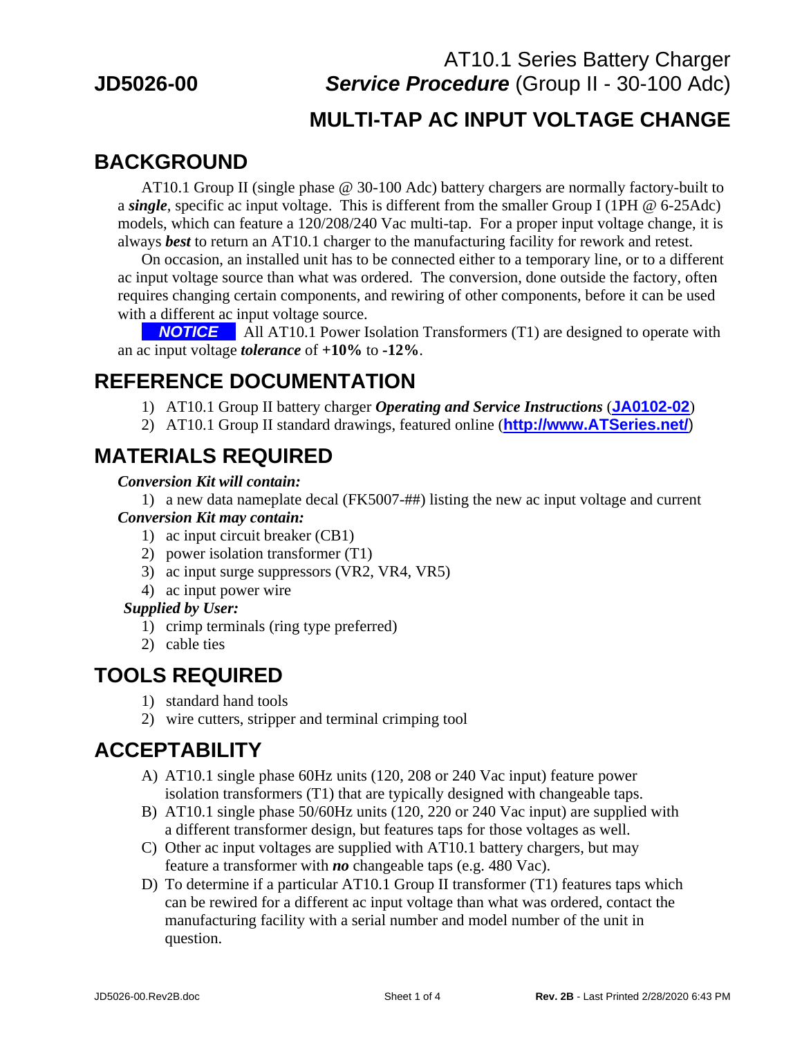**JD5026-00**

# AT10.1 Series Battery Charger *Service Procedure* (Group II - 30-100 Adc)

# MULTI-TAP AC INPUT VOLTAGE CHANGE

## BACKGROUND

AT10.1 Group II (single phase @ 30-100 Adc) battery chargers are normally factory-built to a ***single***, specific ac input voltage. This is different from the smaller Group I (1PH @ 6-25Adc) models, which can feature a 120/208/240 Vac multi-tap. For a proper input voltage change, it is always ***best*** to return an AT10.1 charger to the manufacturing facility for rework and retest.

On occasion, an installed unit has to be connected either to a temporary line, or to a different ac input voltage source than what was ordered. The conversion, done outside the factory, often requires changing certain components, and rewiring of other components, before it can be used with a different ac input voltage source.

***NOTICE*** All AT10.1 Power Isolation Transformers (T1) are designed to operate with an ac input voltage ***tolerance*** of **+10%** to **-12%**.

## REFERENCE DOCUMENTATION

1) AT10.1 Group II battery charger ***Operating and Service Instructions*** (**JA0102-02**)
2) AT10.1 Group II standard drawings, featured online (**http://www.ATSeries.net/**)

## MATERIALS REQUIRED

***Conversion Kit will contain:***

1) a new data nameplate decal (FK5007-##) listing the new ac input voltage and current

***Conversion Kit may contain:***

1) ac input circuit breaker (CB1)
2) power isolation transformer (T1)
3) ac input surge suppressors (VR2, VR4, VR5)
4) ac input power wire

***Supplied by User:***

1) crimp terminals (ring type preferred)
2) cable ties

## TOOLS REQUIRED

1) standard hand tools
2) wire cutters, stripper and terminal crimping tool

## ACCEPTABILITY

A) AT10.1 single phase 60Hz units (120, 208 or 240 Vac input) feature power isolation transformers (T1) that are typically designed with changeable taps.
B) AT10.1 single phase 50/60Hz units (120, 220 or 240 Vac input) are supplied with a different transformer design, but features taps for those voltages as well.
C) Other ac input voltages are supplied with AT10.1 battery chargers, but may feature a transformer with ***no*** changeable taps (e.g. 480 Vac).
D) To determine if a particular AT10.1 Group II transformer (T1) features taps which can be rewired for a different ac input voltage than what was ordered, contact the manufacturing facility with a serial number and model number of the unit in question.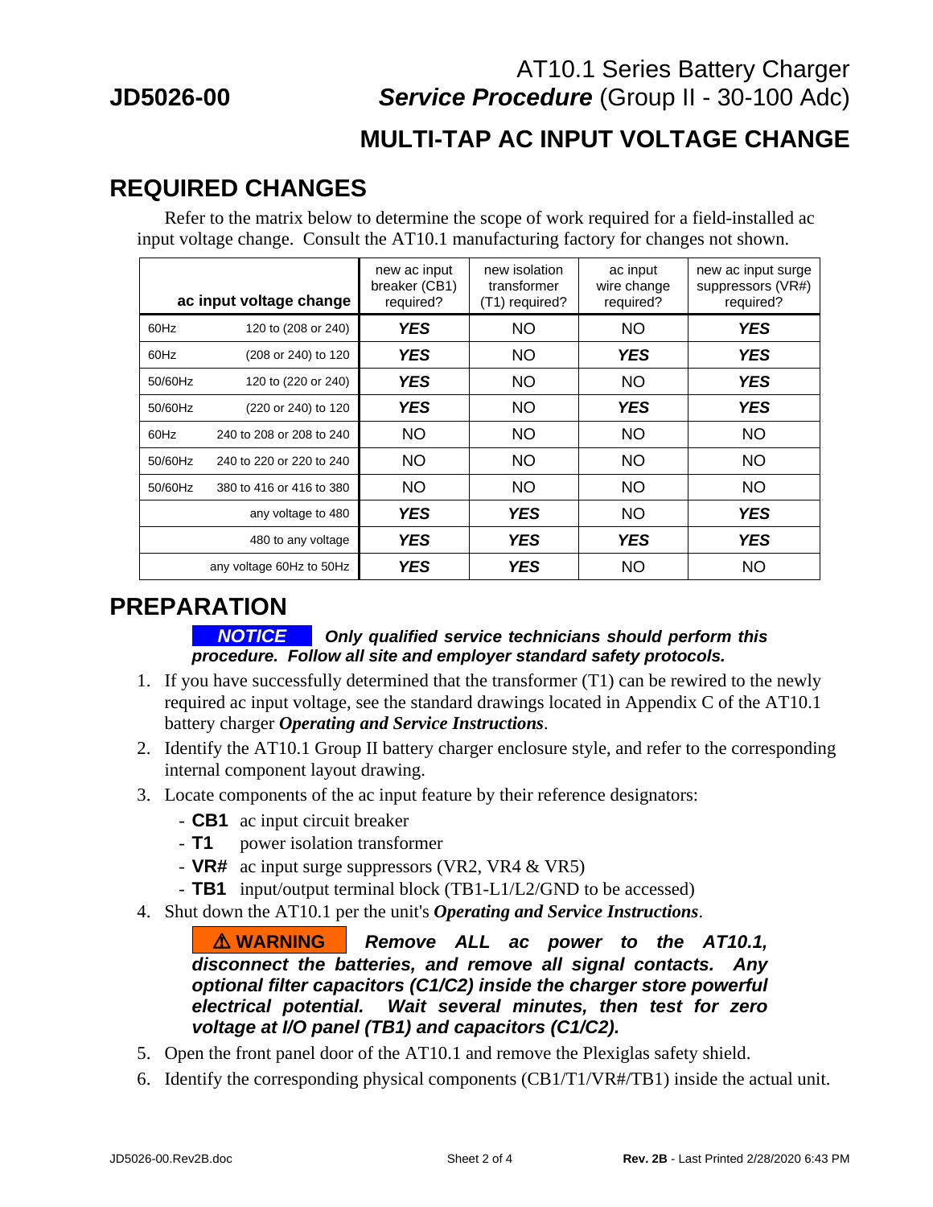# AT10.1 Series Battery Charger

**JD5026-00** ***Service Procedure*** (Group II - 30-100 Adc)

## MULTI-TAP AC INPUT VOLTAGE CHANGE

## REQUIRED CHANGES

Refer to the matrix below to determine the scope of work required for a field-installed ac input voltage change. Consult the AT10.1 manufacturing factory for changes not shown.

| ac input voltage change | | new ac input breaker (CB1) required? | new isolation transformer (T1) required? | ac input wire change required? | new ac input surge suppressors (VR#) required? |
|---|---|---|---|---|---|
| 60Hz | 120 to (208 or 240) | ***YES*** | NO | NO | ***YES*** |
| 60Hz | (208 or 240) to 120 | ***YES*** | NO | ***YES*** | ***YES*** |
| 50/60Hz | 120 to (220 or 240) | ***YES*** | NO | NO | ***YES*** |
| 50/60Hz | (220 or 240) to 120 | ***YES*** | NO | ***YES*** | ***YES*** |
| 60Hz | 240 to 208 or 208 to 240 | NO | NO | NO | NO |
| 50/60Hz | 240 to 220 or 220 to 240 | NO | NO | NO | NO |
| 50/60Hz | 380 to 416 or 416 to 380 | NO | NO | NO | NO |
| | any voltage to 480 | ***YES*** | ***YES*** | NO | ***YES*** |
| | 480 to any voltage | ***YES*** | ***YES*** | ***YES*** | ***YES*** |
| | any voltage 60Hz to 50Hz | ***YES*** | ***YES*** | NO | NO |

## PREPARATION

***NOTICE*** ***Only qualified service technicians should perform this procedure. Follow all site and employer standard safety protocols.***

1. If you have successfully determined that the transformer (T1) can be rewired to the newly required ac input voltage, see the standard drawings located in Appendix C of the AT10.1 battery charger ***Operating and Service Instructions***.
2. Identify the AT10.1 Group II battery charger enclosure style, and refer to the corresponding internal component layout drawing.
3. Locate components of the ac input feature by their reference designators:
   - **CB1** ac input circuit breaker
   - **T1** power isolation transformer
   - **VR#** ac input surge suppressors (VR2, VR4 & VR5)
   - **TB1** input/output terminal block (TB1-L1/L2/GND to be accessed)
4. Shut down the AT10.1 per the unit's ***Operating and Service Instructions***.

   **⚠ WARNING** ***Remove ALL ac power to the AT10.1, disconnect the batteries, and remove all signal contacts. Any optional filter capacitors (C1/C2) inside the charger store powerful electrical potential. Wait several minutes, then test for zero voltage at I/O panel (TB1) and capacitors (C1/C2).***

5. Open the front panel door of the AT10.1 and remove the Plexiglas safety shield.
6. Identify the corresponding physical components (CB1/T1/VR#/TB1) inside the actual unit.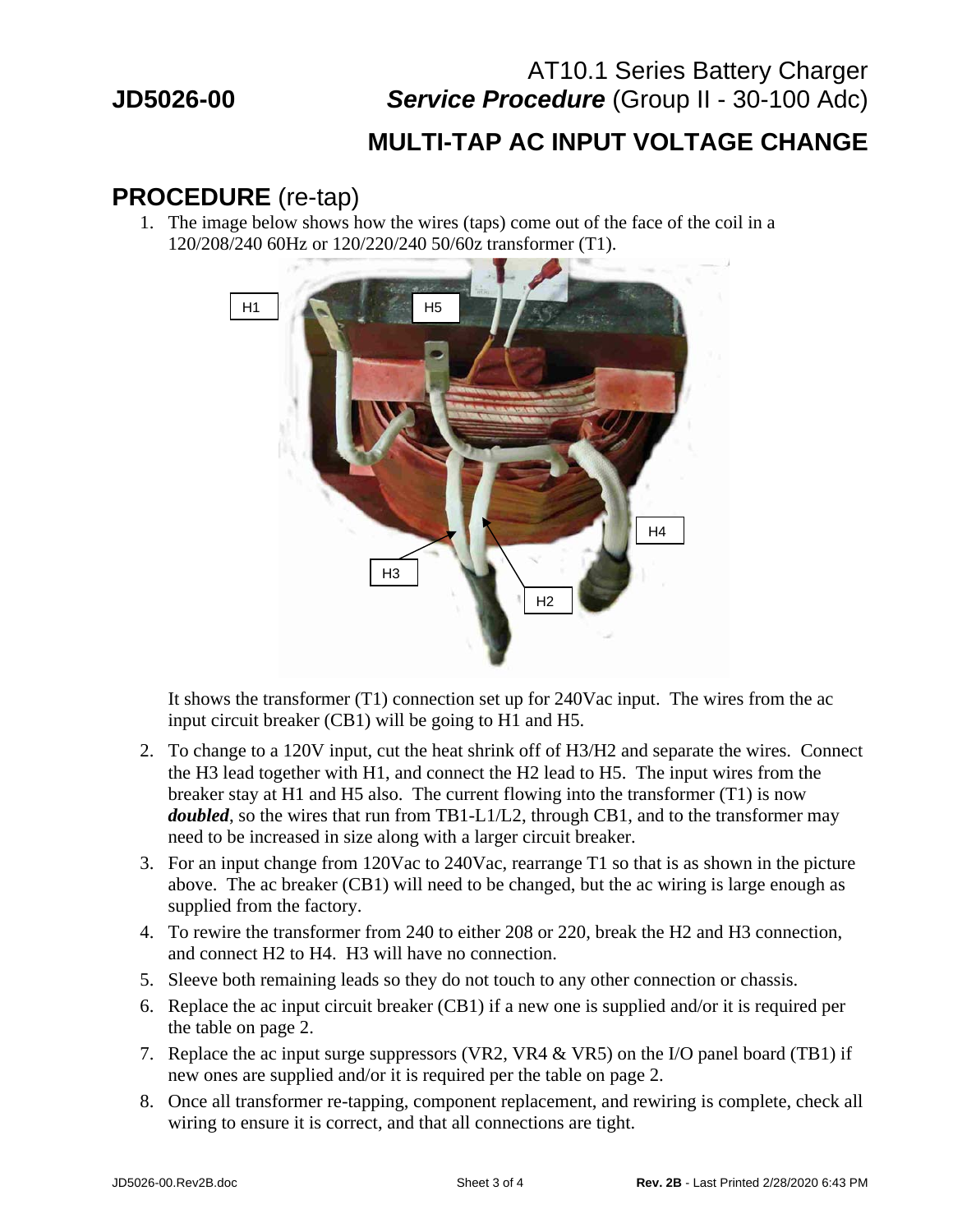# MULTI-TAP AC INPUT VOLTAGE CHANGE

## PROCEDURE (re-tap)

1. The image below shows how the wires (taps) come out of the face of the coil in a 120/208/240 60Hz or 120/220/240 50/60z transformer (T1).

   H1 H5 H4 H3 H2

   It shows the transformer (T1) connection set up for 240Vac input. The wires from the ac input circuit breaker (CB1) will be going to H1 and H5.

2. To change to a 120V input, cut the heat shrink off of H3/H2 and separate the wires. Connect the H3 lead together with H1, and connect the H2 lead to H5. The input wires from the breaker stay at H1 and H5 also. The current flowing into the transformer (T1) is now ***doubled***, so the wires that run from TB1-L1/L2, through CB1, and to the transformer may need to be increased in size along with a larger circuit breaker.
3. For an input change from 120Vac to 240Vac, rearrange T1 so that is as shown in the picture above. The ac breaker (CB1) will need to be changed, but the ac wiring is large enough as supplied from the factory.
4. To rewire the transformer from 240 to either 208 or 220, break the H2 and H3 connection, and connect H2 to H4. H3 will have no connection.
5. Sleeve both remaining leads so they do not touch to any other connection or chassis.
6. Replace the ac input circuit breaker (CB1) if a new one is supplied and/or it is required per the table on page 2.
7. Replace the ac input surge suppressors (VR2, VR4 & VR5) on the I/O panel board (TB1) if new ones are supplied and/or it is required per the table on page 2.
8. Once all transformer re-tapping, component replacement, and rewiring is complete, check all wiring to ensure it is correct, and that all connections are tight.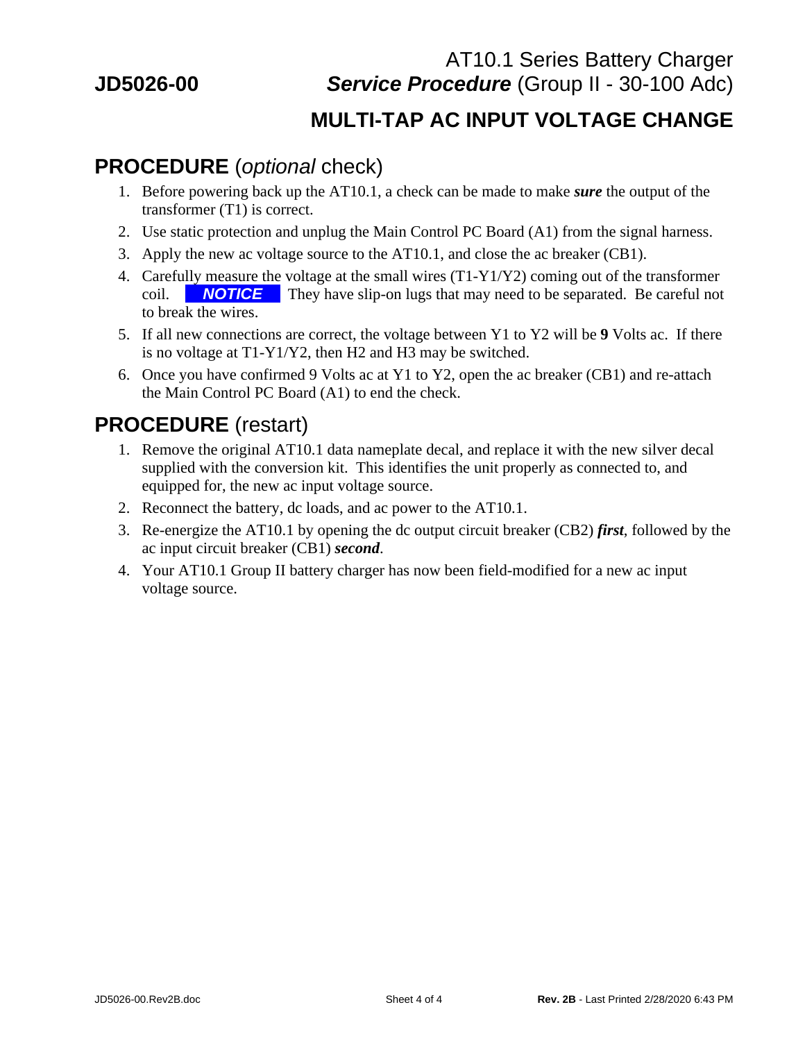## PROCEDURE (*optional* check)

1. Before powering back up the AT10.1, a check can be made to make ***sure*** the output of the transformer (T1) is correct.
2. Use static protection and unplug the Main Control PC Board (A1) from the signal harness.
3. Apply the new ac voltage source to the AT10.1, and close the ac breaker (CB1).
4. Carefully measure the voltage at the small wires (T1-Y1/Y2) coming out of the transformer coil. ***NOTICE*** They have slip-on lugs that may need to be separated. Be careful not to break the wires.
5. If all new connections are correct, the voltage between Y1 to Y2 will be **9** Volts ac. If there is no voltage at T1-Y1/Y2, then H2 and H3 may be switched.
6. Once you have confirmed 9 Volts ac at Y1 to Y2, open the ac breaker (CB1) and re-attach the Main Control PC Board (A1) to end the check.

## PROCEDURE (restart)

1. Remove the original AT10.1 data nameplate decal, and replace it with the new silver decal supplied with the conversion kit. This identifies the unit properly as connected to, and equipped for, the new ac input voltage source.
2. Reconnect the battery, dc loads, and ac power to the AT10.1.
3. Re-energize the AT10.1 by opening the dc output circuit breaker (CB2) ***first***, followed by the ac input circuit breaker (CB1) ***second***.
4. Your AT10.1 Group II battery charger has now been field-modified for a new ac input voltage source.